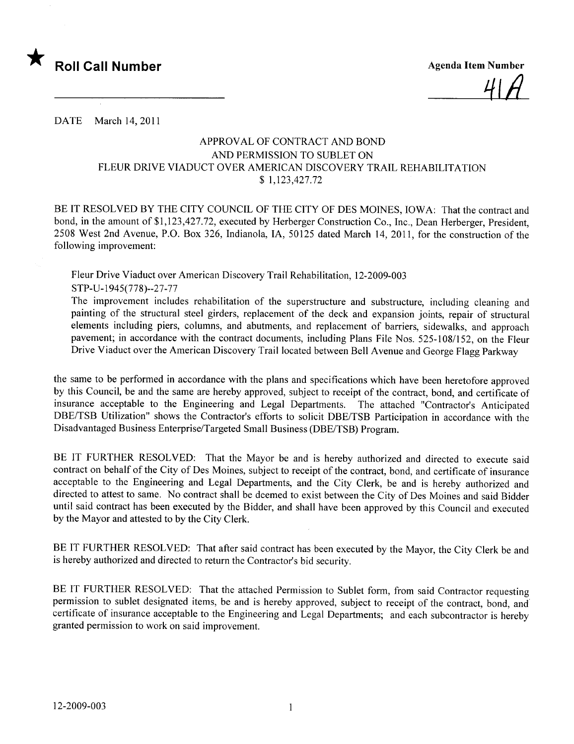★ **Roll Call Number**

**Agenda Item Number**

41A

DATE March 14, 2011

APPROVAL OF CONTRACT AND BOND
AND PERMISSION TO SUBLET ON
FLEUR DRIVE VIADUCT OVER AMERICAN DISCOVERY TRAIL REHABILITATION
$ 1,123,427.72

BE IT RESOLVED BY THE CITY COUNCIL OF THE CITY OF DES MOINES, IOWA: That the contract and bond, in the amount of $1,123,427.72, executed by Herberger Construction Co., Inc., Dean Herberger, President, 2508 West 2nd Avenue, P.O. Box 326, Indianola, IA, 50125 dated March 14, 2011, for the construction of the following improvement:

Fleur Drive Viaduct over American Discovery Trail Rehabilitation, 12-2009-003
STP-U-1945(778)--27-77
The improvement includes rehabilitation of the superstructure and substructure, including cleaning and painting of the structural steel girders, replacement of the deck and expansion joints, repair of structural elements including piers, columns, and abutments, and replacement of barriers, sidewalks, and approach pavement; in accordance with the contract documents, including Plans File Nos. 525-108/152, on the Fleur Drive Viaduct over the American Discovery Trail located between Bell Avenue and George Flagg Parkway

the same to be performed in accordance with the plans and specifications which have been heretofore approved by this Council, be and the same are hereby approved, subject to receipt of the contract, bond, and certificate of insurance acceptable to the Engineering and Legal Departments. The attached "Contractor's Anticipated DBE/TSB Utilization" shows the Contractor's efforts to solicit DBE/TSB Participation in accordance with the Disadvantaged Business Enterprise/Targeted Small Business (DBE/TSB) Program.

BE IT FURTHER RESOLVED: That the Mayor be and is hereby authorized and directed to execute said contract on behalf of the City of Des Moines, subject to receipt of the contract, bond, and certificate of insurance acceptable to the Engineering and Legal Departments, and the City Clerk, be and is hereby authorized and directed to attest to same. No contract shall be deemed to exist between the City of Des Moines and said Bidder until said contract has been executed by the Bidder, and shall have been approved by this Council and executed by the Mayor and attested to by the City Clerk.

BE IT FURTHER RESOLVED: That after said contract has been executed by the Mayor, the City Clerk be and is hereby authorized and directed to return the Contractor's bid security.

BE IT FURTHER RESOLVED: That the attached Permission to Sublet form, from said Contractor requesting permission to sublet designated items, be and is hereby approved, subject to receipt of the contract, bond, and certificate of insurance acceptable to the Engineering and Legal Departments; and each subcontractor is hereby granted permission to work on said improvement.

12-2009-003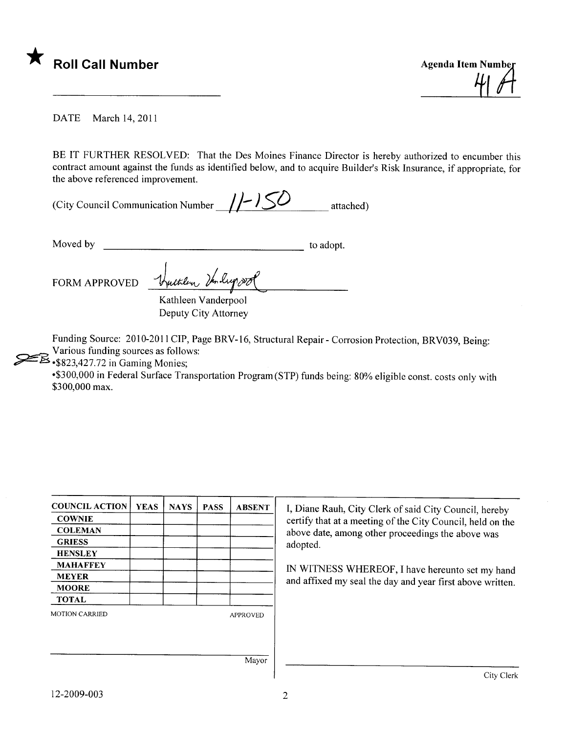★ **Roll Call Number**

Agenda Item Number

41A

DATE March 14, 2011

BE IT FURTHER RESOLVED: That the Des Moines Finance Director is hereby authorized to encumber this contract amount against the funds as identified below, and to acquire Builder's Risk Insurance, if appropriate, for the above referenced improvement.

(City Council Communication Number 11-150 attached)

Moved by ______________________ to adopt.

FORM APPROVED Kathleen Vanderpool

Kathleen Vanderpool
Deputy City Attorney

Funding Source: 2010-2011 CIP, Page BRV-16, Structural Repair - Corrosion Protection, BRV039, Being: Various funding sources as follows:

- $823,427.72 in Gaming Monies;
- $300,000 in Federal Surface Transportation Program (STP) funds being: 80% eligible const. costs only with $300,000 max.

| COUNCIL ACTION | YEAS | NAYS | PASS | ABSENT |
| --- | --- | --- | --- | --- |
| COWNIE | | | | |
| COLEMAN | | | | |
| GRIESS | | | | |
| HENSLEY | | | | |
| MAHAFFEY | | | | |
| MEYER | | | | |
| MOORE | | | | |
| TOTAL | | | | |

MOTION CARRIED APPROVED

______________________ Mayor

I, Diane Rauh, City Clerk of said City Council, hereby certify that at a meeting of the City Council, held on the above date, among other proceedings the above was adopted.

IN WITNESS WHEREOF, I have hereunto set my hand and affixed my seal the day and year first above written.

______________________ City Clerk

12-2009-003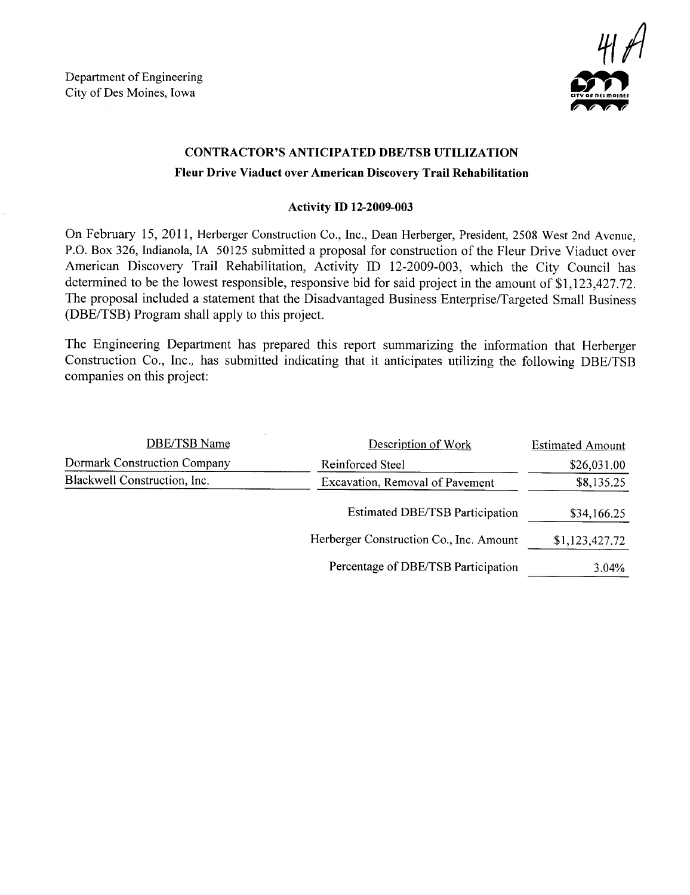Department of Engineering
City of Des Moines, Iowa

41A

## CONTRACTOR'S ANTICIPATED DBE/TSB UTILIZATION

### Fleur Drive Viaduct over American Discovery Trail Rehabilitation

**Activity ID 12-2009-003**

On February 15, 2011, Herberger Construction Co., Inc., Dean Herberger, President, 2508 West 2nd Avenue, P.O. Box 326, Indianola, IA 50125 submitted a proposal for construction of the Fleur Drive Viaduct over American Discovery Trail Rehabilitation, Activity ID 12-2009-003, which the City Council has determined to be the lowest responsible, responsive bid for said project in the amount of $1,123,427.72. The proposal included a statement that the Disadvantaged Business Enterprise/Targeted Small Business (DBE/TSB) Program shall apply to this project.

The Engineering Department has prepared this report summarizing the information that Herberger Construction Co., Inc., has submitted indicating that it anticipates utilizing the following DBE/TSB companies on this project:

| DBE/TSB Name | Description of Work | Estimated Amount |
|---|---|---|
| Dormark Construction Company | Reinforced Steel | $26,031.00 |
| Blackwell Construction, Inc. | Excavation, Removal of Pavement | $8,135.25 |
| | Estimated DBE/TSB Participation | $34,166.25 |
| | Herberger Construction Co., Inc. Amount | $1,123,427.72 |
| | Percentage of DBE/TSB Participation | 3.04% |